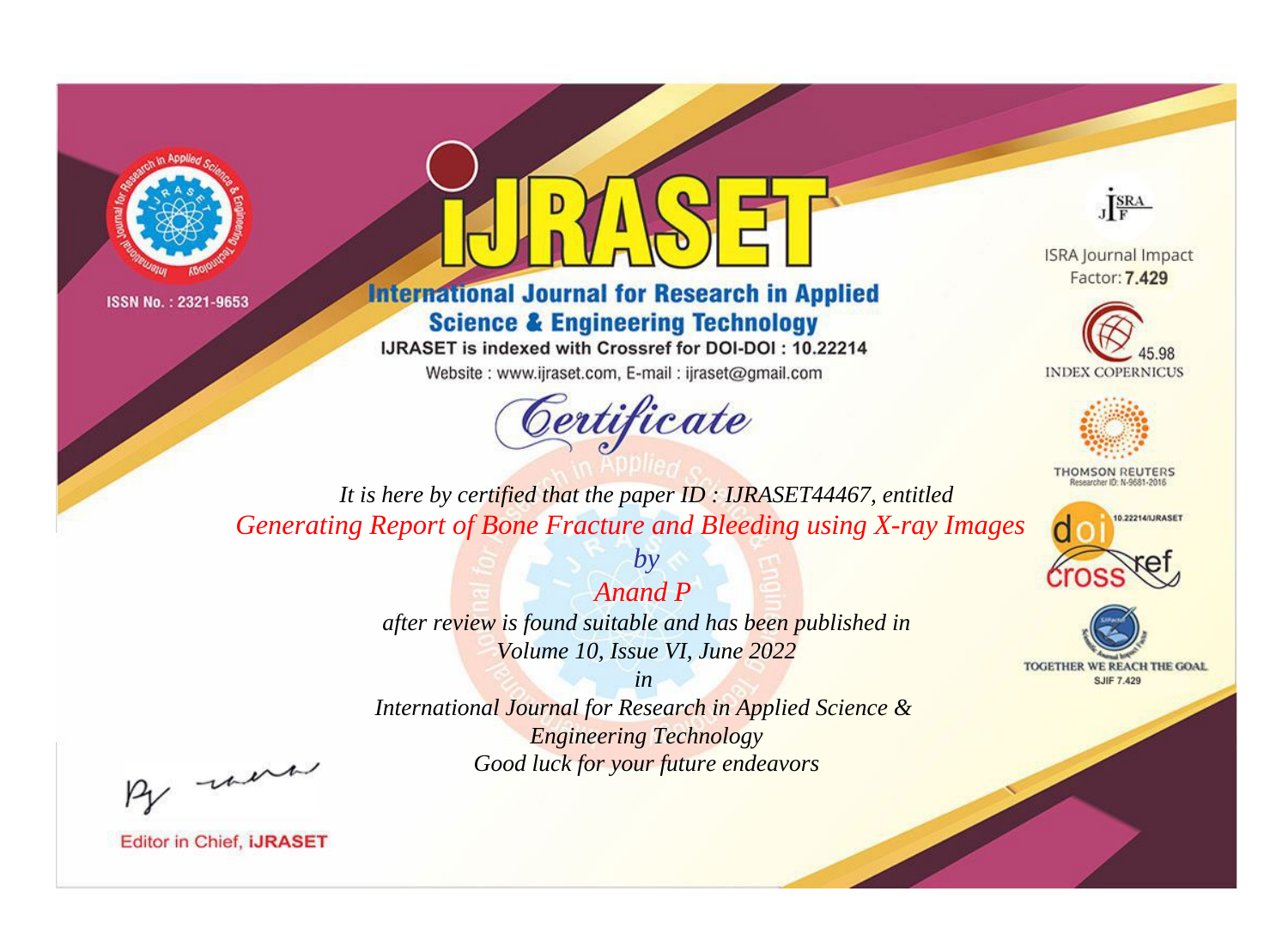ISSN No. : 2321-9653

# IJRASET

## International Journal for Research in Applied Science & Engineering Technology

IJRASET is indexed with Crossref for DOI-DOI : 10.22214

Website : www.ijraset.com, E-mail : ijraset@gmail.com

## Certificate

*It is here by certified that the paper ID : IJRASET44467, entitled*

*Generating Report of Bone Fracture and Bleeding using X-ray Images*

*by*

*Anand P*

*after review is found suitable and has been published in*

*Volume 10, Issue VI, June 2022*

*in*

*International Journal for Research in Applied Science & Engineering Technology*

*Good luck for your future endeavors*

ISRA Journal Impact Factor: **7.429**

45.98 INDEX COPERNICUS

THOMSON REUTERS Researcher ID: N-9681-2016

10.22214/IJRASET

TOGETHER WE REACH THE GOAL SJIF 7.429

Editor in Chief, **IJRASET**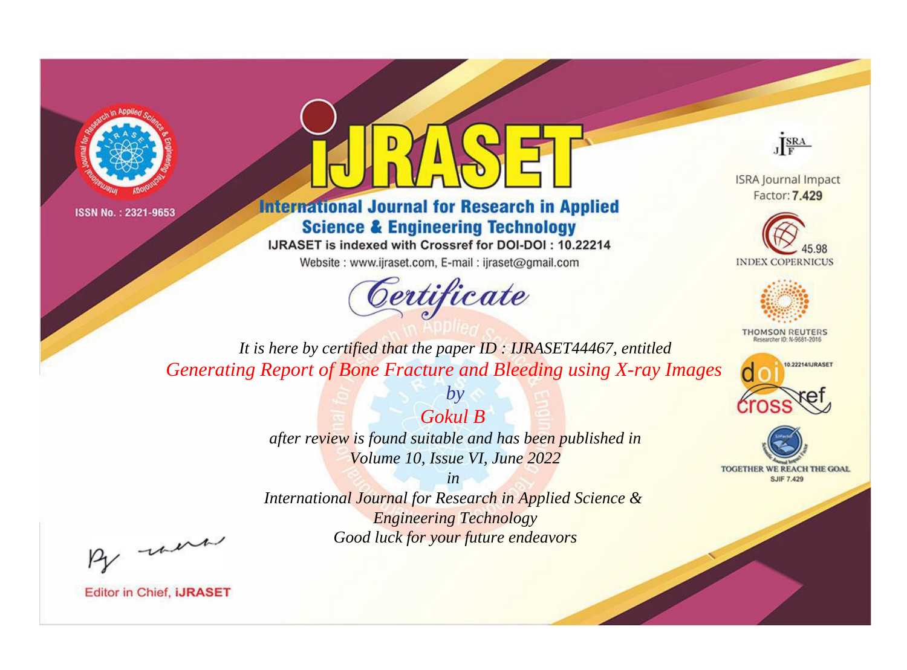ISSN No. : 2321-9653

# iJRASET

## International Journal for Research in Applied Science & Engineering Technology

IJRASET is indexed with Crossref for DOI-DOI : 10.22214

Website : www.ijraset.com, E-mail : ijraset@gmail.com

ISRA Journal Impact Factor: **7.429**

45.98 INDEX COPERNICUS

THOMSON REUTERS Researcher ID: N-9681-2016

10.22214/IJRASET

TOGETHER WE REACH THE GOAL SJIF 7.429

*Certificate*

*It is here by certified that the paper ID : IJRASET44467, entitled*

*Generating Report of Bone Fracture and Bleeding using X-ray Images*

*by*

*Gokul B*

*after review is found suitable and has been published in*

*Volume 10, Issue VI, June 2022*

*in*

*International Journal for Research in Applied Science & Engineering Technology*

*Good luck for your future endeavors*

Editor in Chief, **iJRASET**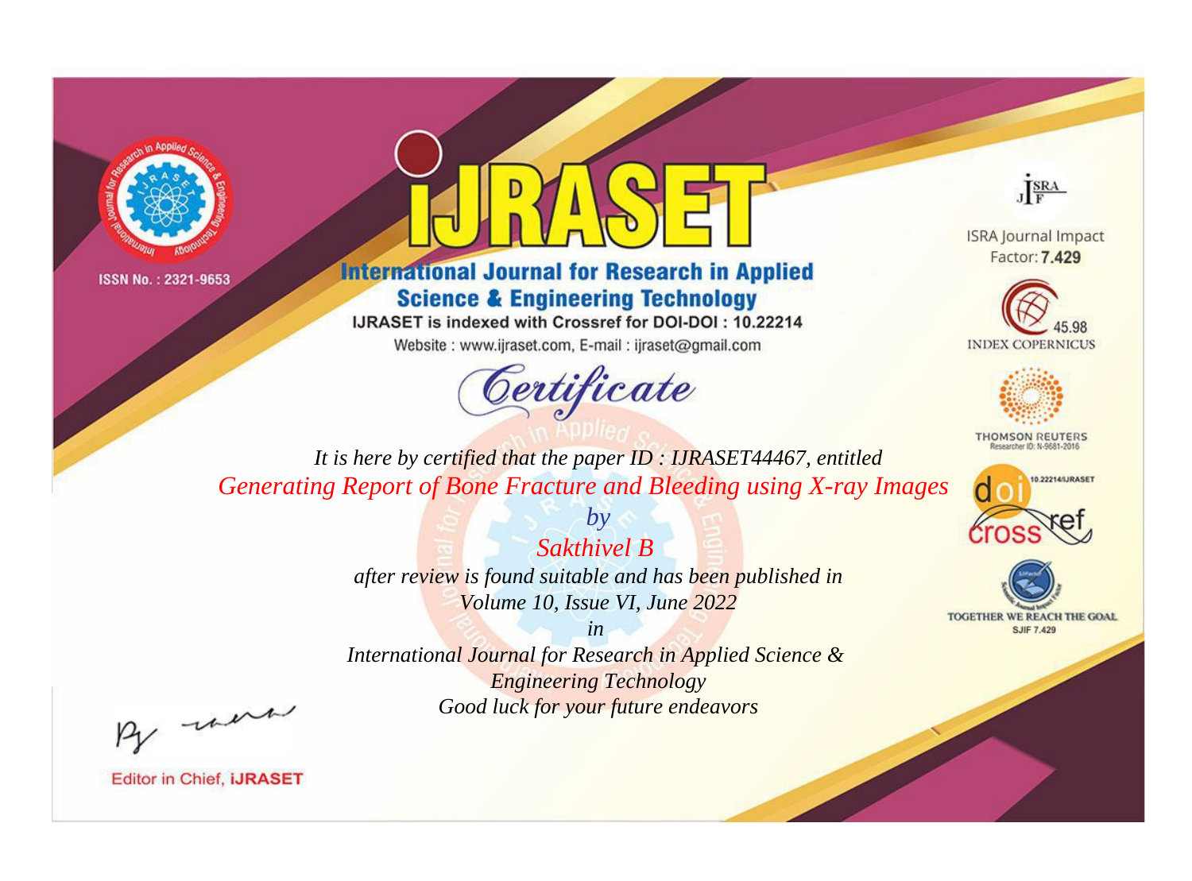ISSN No. : 2321-9653

# IJRASET

## International Journal for Research in Applied Science & Engineering Technology

IJRASET is indexed with Crossref for DOI-DOI : 10.22214

Website : www.ijraset.com, E-mail : ijraset@gmail.com

*Certificate*

*It is here by certified that the paper ID : IJRASET44467, entitled*

*Generating Report of Bone Fracture and Bleeding using X-ray Images*

*by*

*Sakthivel B*

*after review is found suitable and has been published in*

*Volume 10, Issue VI, June 2022*

*in*

*International Journal for Research in Applied Science & Engineering Technology*

*Good luck for your future endeavors*

ISRA Journal Impact Factor: **7.429**

45.98 INDEX COPERNICUS

THOMSON REUTERS Researcher ID: N-9681-2016

10.22214/IJRASET

TOGETHER WE REACH THE GOAL SJIF 7.429

Editor in Chief, **iJRASET**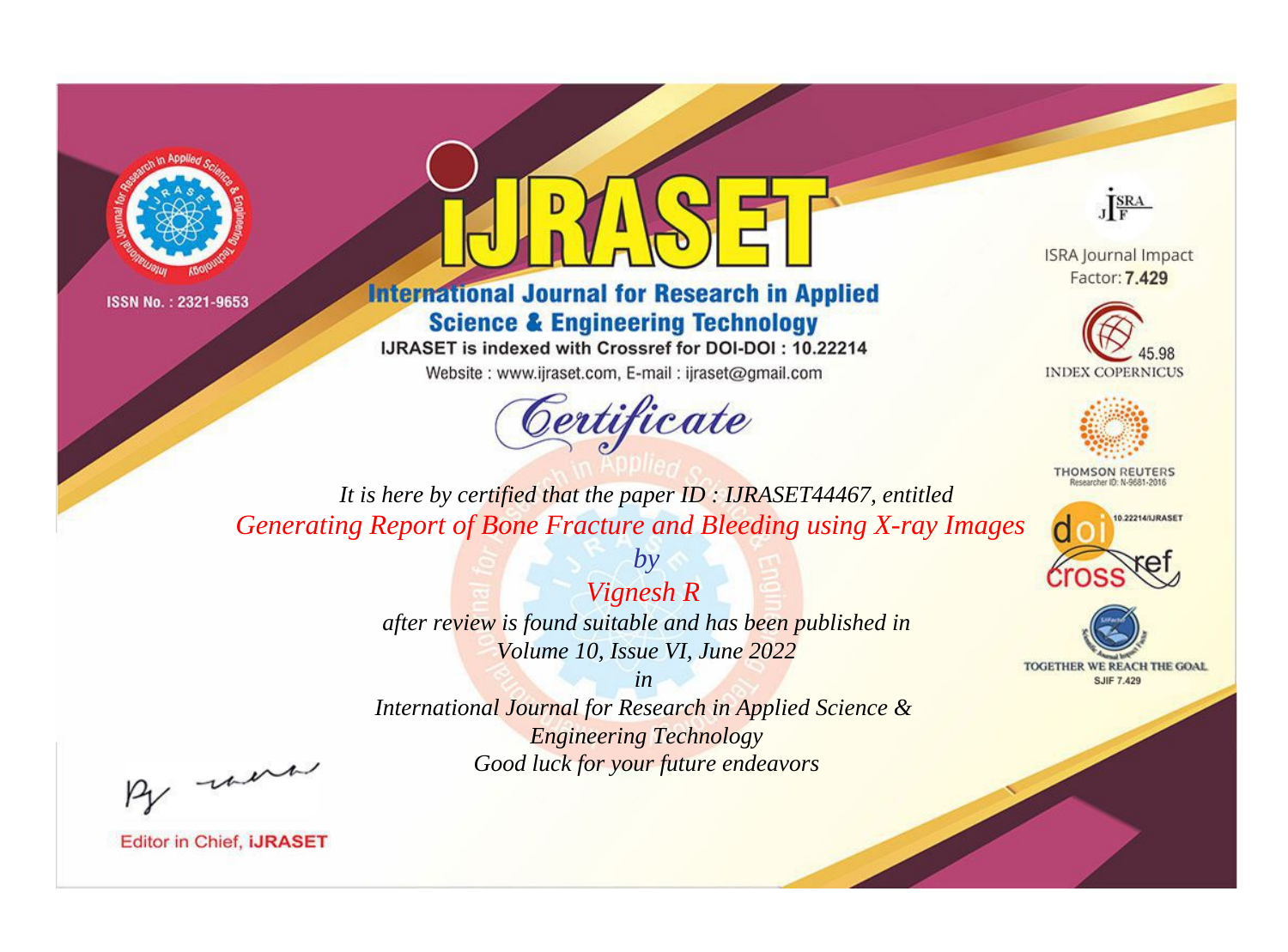ISSN No. : 2321-9653

# iJRASET

## International Journal for Research in Applied Science & Engineering Technology

IJRASET is indexed with Crossref for DOI-DOI : 10.22214

Website : www.ijraset.com, E-mail : ijraset@gmail.com

*Certificate*

ISRA Journal Impact Factor: **7.429**

45.98 INDEX COPERNICUS

THOMSON REUTERS Researcher ID: N-9681-2016

10.22214/IJRASET

TOGETHER WE REACH THE GOAL SJIF 7.429

*It is here by certified that the paper ID : IJRASET44467, entitled*

*Generating Report of Bone Fracture and Bleeding using X-ray Images*

*by*

*Vignesh R*

*after review is found suitable and has been published in*

*Volume 10, Issue VI, June 2022*

*in*

*International Journal for Research in Applied Science & Engineering Technology*

*Good luck for your future endeavors*

Editor in Chief, **iJRASET**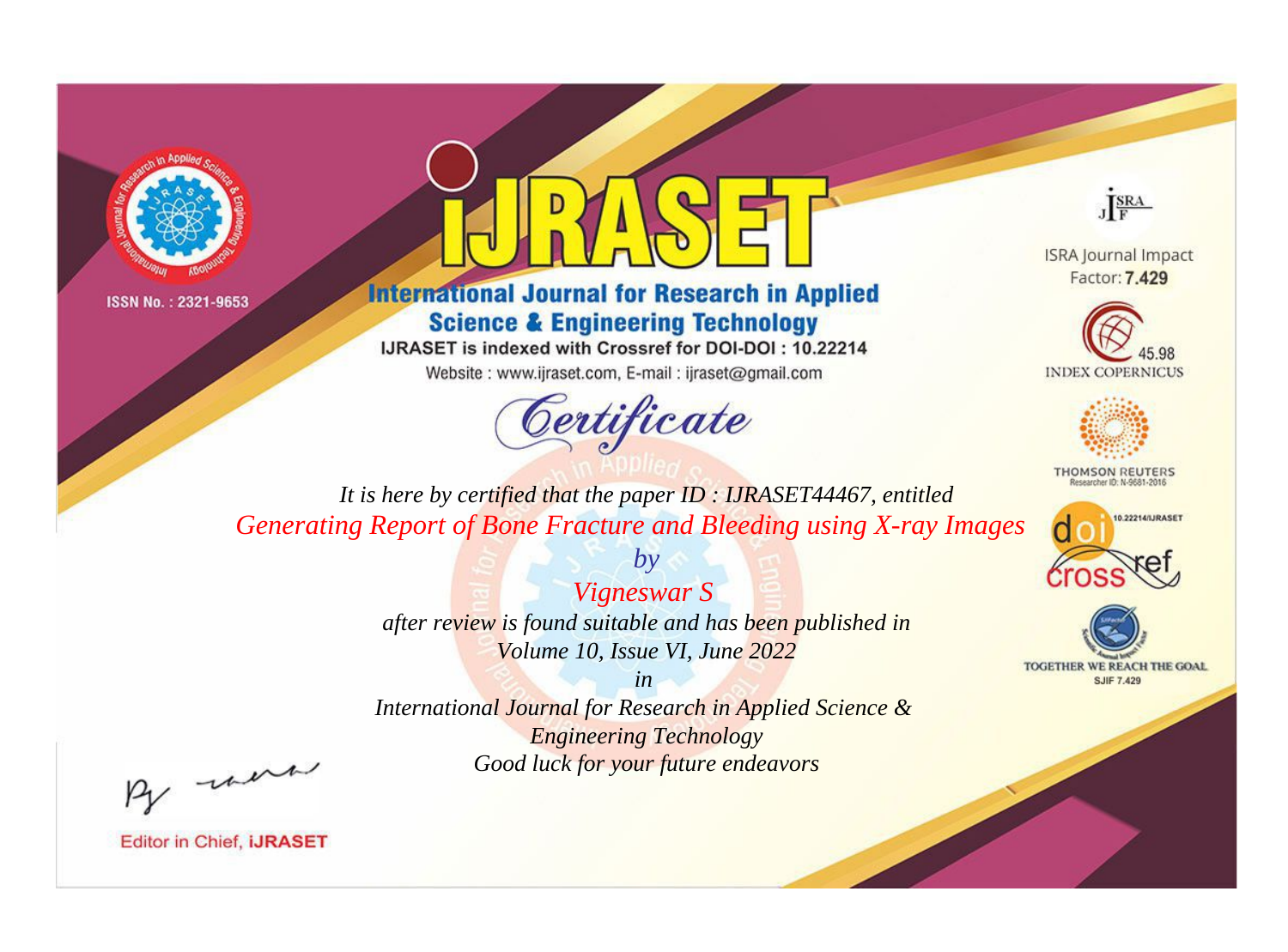ISSN No. : 2321-9653

# IJRASET

## International Journal for Research in Applied Science & Engineering Technology

IJRASET is indexed with Crossref for DOI-DOI : 10.22214

Website : www.ijraset.com, E-mail : ijraset@gmail.com

*Certificate*

*It is here by certified that the paper ID : IJRASET44467, entitled*

*Generating Report of Bone Fracture and Bleeding using X-ray Images*

*by*

*Vigneswar S*

*after review is found suitable and has been published in*

*Volume 10, Issue VI, June 2022*

*in*

*International Journal for Research in Applied Science & Engineering Technology*

*Good luck for your future endeavors*

ISRA Journal Impact Factor: **7.429**

45.98 INDEX COPERNICUS

THOMSON REUTERS Researcher ID: N-9681-2016

10.22214/IJRASET

TOGETHER WE REACH THE GOAL SJIF 7.429

Editor in Chief, **iJRASET**